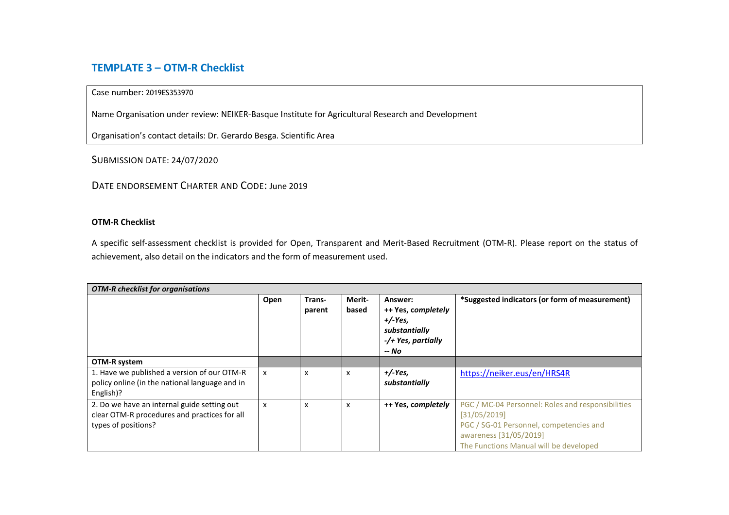## TEMPLATE 3 – OTM-R Checklist

Case number: 2019ES353970

Name Organisation under review: NEIKER-Basque Institute for Agricultural Research and Development

Organisation's contact details: Dr. Gerardo Besga. Scientific Area

SUBMISSION DATE: 24/07/2020

DATE ENDORSEMENT CHARTER AND CODE: June 2019

**OTM-R Checklist**

A specific self-assessment checklist is provided for Open, Transparent and Merit-Based Recruitment (OTM-R). Please report on the status of achievement, also detail on the indicators and the form of measurement used.

| *OTM-R checklist for organisations* | | | | | |
|---|---|---|---|---|---|
| | **Open** | **Trans-parent** | **Merit-based** | **Answer:** **++ Yes, *completely*** ***+/-Yes, substantially*** ***-/+ Yes, partially*** ***-- No*** | **\*Suggested indicators (or form of measurement)** |
| **OTM-R system** | | | | | |
| 1. Have we published a version of our OTM-R policy online (in the national language and in English)? | x | x | x | ***+/-Yes, substantially*** | https://neiker.eus/en/HRS4R |
| 2. Do we have an internal guide setting out clear OTM-R procedures and practices for all types of positions? | x | x | x | **++ Yes, *completely*** | PGC / MC-04 Personnel: Roles and responsibilities [31/05/2019]<br>PGC / SG-01 Personnel, competencies and awareness [31/05/2019]<br>The Functions Manual will be developed |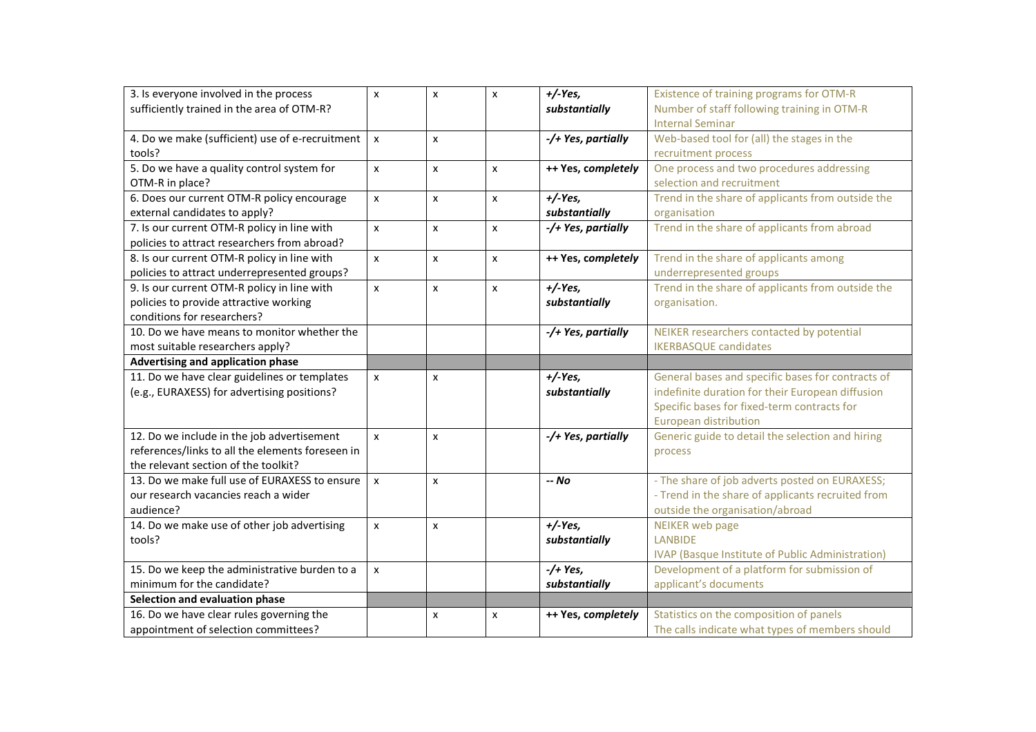| | | | | | |
|---|---|---|---|---|---|
| 3. Is everyone involved in the process sufficiently trained in the area of OTM-R? | x | x | x | *+/-Yes, substantially* | Existence of training programs for OTM-R<br>Number of staff following training in OTM-R<br>Internal Seminar |
| 4. Do we make (sufficient) use of e-recruitment tools? | x | x | | ***-/+ Yes, partially*** | Web-based tool for (all) the stages in the recruitment process |
| 5. Do we have a quality control system for OTM-R in place? | x | x | x | **++ Yes, *completely*** | One process and two procedures addressing selection and recruitment |
| 6. Does our current OTM-R policy encourage external candidates to apply? | x | x | x | *+/-Yes, substantially* | Trend in the share of applicants from outside the organisation |
| 7. Is our current OTM-R policy in line with policies to attract researchers from abroad? | x | x | x | ***-/+ Yes, partially*** | Trend in the share of applicants from abroad |
| 8. Is our current OTM-R policy in line with policies to attract underrepresented groups? | x | x | x | **++ Yes, *completely*** | Trend in the share of applicants among underrepresented groups |
| 9. Is our current OTM-R policy in line with policies to provide attractive working conditions for researchers? | x | x | x | *+/-Yes, substantially* | Trend in the share of applicants from outside the organisation. |
| 10. Do we have means to monitor whether the most suitable researchers apply? | | | | ***-/+ Yes, partially*** | NEIKER researchers contacted by potential IKERBASQUE candidates |
| **Advertising and application phase** | | | | | |
| 11. Do we have clear guidelines or templates (e.g., EURAXESS) for advertising positions? | x | x | | *+/-Yes, substantially* | General bases and specific bases for contracts of indefinite duration for their European diffusion<br>Specific bases for fixed-term contracts for European distribution |
| 12. Do we include in the job advertisement references/links to all the elements foreseen in the relevant section of the toolkit? | x | x | | ***-/+ Yes, partially*** | Generic guide to detail the selection and hiring process |
| 13. Do we make full use of EURAXESS to ensure our research vacancies reach a wider audience? | x | x | | ***-- No*** | - The share of job adverts posted on EURAXESS;<br>- Trend in the share of applicants recruited from outside the organisation/abroad |
| 14. Do we make use of other job advertising tools? | x | x | | *+/-Yes, substantially* | NEIKER web page<br>LANBIDE<br>IVAP (Basque Institute of Public Administration) |
| 15. Do we keep the administrative burden to a minimum for the candidate? | x | | | *-/+ Yes, substantially* | Development of a platform for submission of applicant's documents |
| **Selection and evaluation phase** | | | | | |
| 16. Do we have clear rules governing the appointment of selection committees? | | x | x | **++ Yes, *completely*** | Statistics on the composition of panels<br>The calls indicate what types of members should |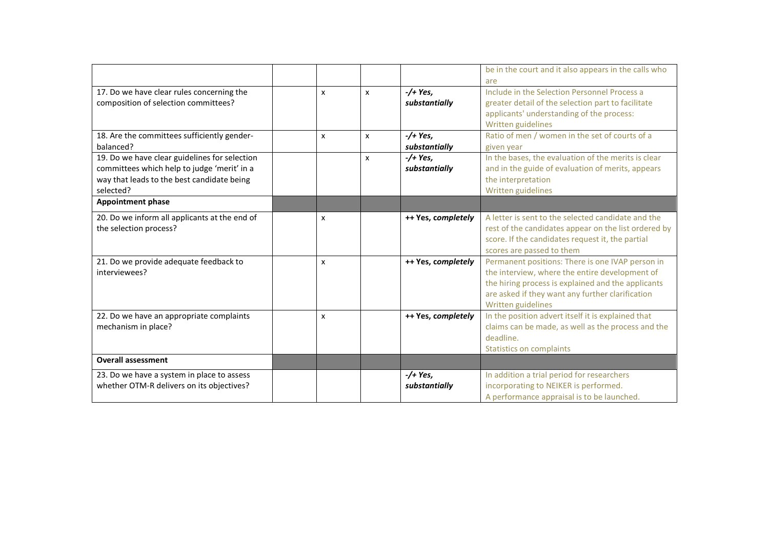| | | | | | |
|---|---|---|---|---|---|
| | | | | | be in the court and it also appears in the calls who are |
| 17. Do we have clear rules concerning the composition of selection committees? | | x | x | *-/+ Yes, substantially* | Include in the Selection Personnel Process a greater detail of the selection part to facilitate applicants' understanding of the process: Written guidelines |
| 18. Are the committees sufficiently gender-balanced? | | x | x | *-/+ Yes, substantially* | Ratio of men / women in the set of courts of a given year |
| 19. Do we have clear guidelines for selection committees which help to judge 'merit' in a way that leads to the best candidate being selected? | | | x | *-/+ Yes, substantially* | In the bases, the evaluation of the merits is clear and in the guide of evaluation of merits, appears the interpretation Written guidelines |
| **Appointment phase** | | | | | |
| 20. Do we inform all applicants at the end of the selection process? | | x | | **++ Yes, *completely*** | A letter is sent to the selected candidate and the rest of the candidates appear on the list ordered by score. If the candidates request it, the partial scores are passed to them |
| 21. Do we provide adequate feedback to interviewees? | | x | | **++ Yes, *completely*** | Permanent positions: There is one IVAP person in the interview, where the entire development of the hiring process is explained and the applicants are asked if they want any further clarification Written guidelines |
| 22. Do we have an appropriate complaints mechanism in place? | | x | | **++ Yes, *completely*** | In the position advert itself it is explained that claims can be made, as well as the process and the deadline. Statistics on complaints |
| **Overall assessment** | | | | | |
| 23. Do we have a system in place to assess whether OTM-R delivers on its objectives? | | | | *-/+ Yes, substantially* | In addition a trial period for researchers incorporating to NEIKER is performed. A performance appraisal is to be launched. |